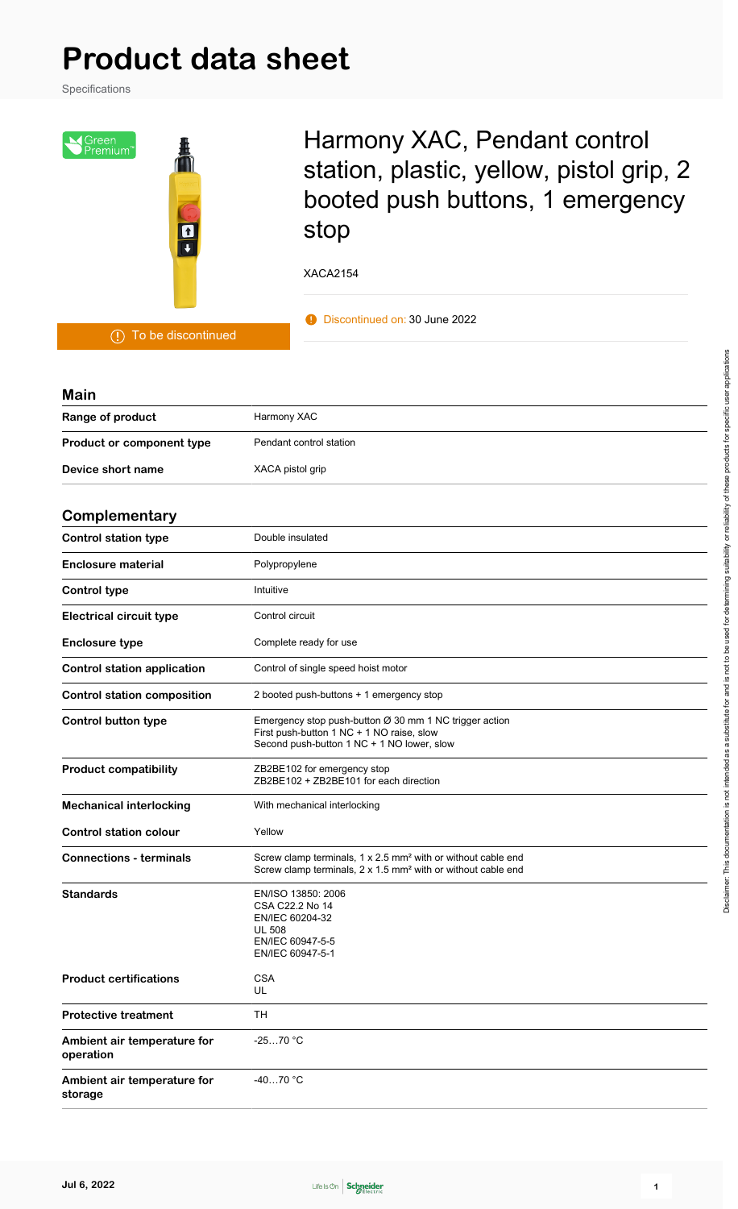# Product data sheet

Specifications

Green Premium™

To be discontinued

## Harmony XAC, Pendant control station, plastic, yellow, pistol grip, 2 booted push buttons, 1 emergency stop

XACA2154

Discontinued on: 30 June 2022

### Main

| | |
|---|---|
| **Range of product** | Harmony XAC |
| **Product or component type** | Pendant control station |
| **Device short name** | XACA pistol grip |

### Complementary

| | |
|---|---|
| **Control station type** | Double insulated |
| **Enclosure material** | Polypropylene |
| **Control type** | Intuitive |
| **Electrical circuit type** | Control circuit |
| **Enclosure type** | Complete ready for use |
| **Control station application** | Control of single speed hoist motor |
| **Control station composition** | 2 booted push-buttons + 1 emergency stop |
| **Control button type** | Emergency stop push-button Ø 30 mm 1 NC trigger action<br>First push-button 1 NC + 1 NO raise, slow<br>Second push-button 1 NC + 1 NO lower, slow |
| **Product compatibility** | ZB2BE102 for emergency stop<br>ZB2BE102 + ZB2BE101 for each direction |
| **Mechanical interlocking** | With mechanical interlocking |
| **Control station colour** | Yellow |
| **Connections - terminals** | Screw clamp terminals, 1 x 2.5 mm² with or without cable end<br>Screw clamp terminals, 2 x 1.5 mm² with or without cable end |
| **Standards** | EN/ISO 13850: 2006<br>CSA C22.2 No 14<br>EN/IEC 60204-32<br>UL 508<br>EN/IEC 60947-5-5<br>EN/IEC 60947-5-1 |
| **Product certifications** | CSA<br>UL |
| **Protective treatment** | TH |
| **Ambient air temperature for operation** | -25…70 °C |
| **Ambient air temperature for storage** | -40…70 °C |

Disclaimer: This documentation is not intended as a substitute for and is not to be used for determining suitability or reliability of these products for specific user applications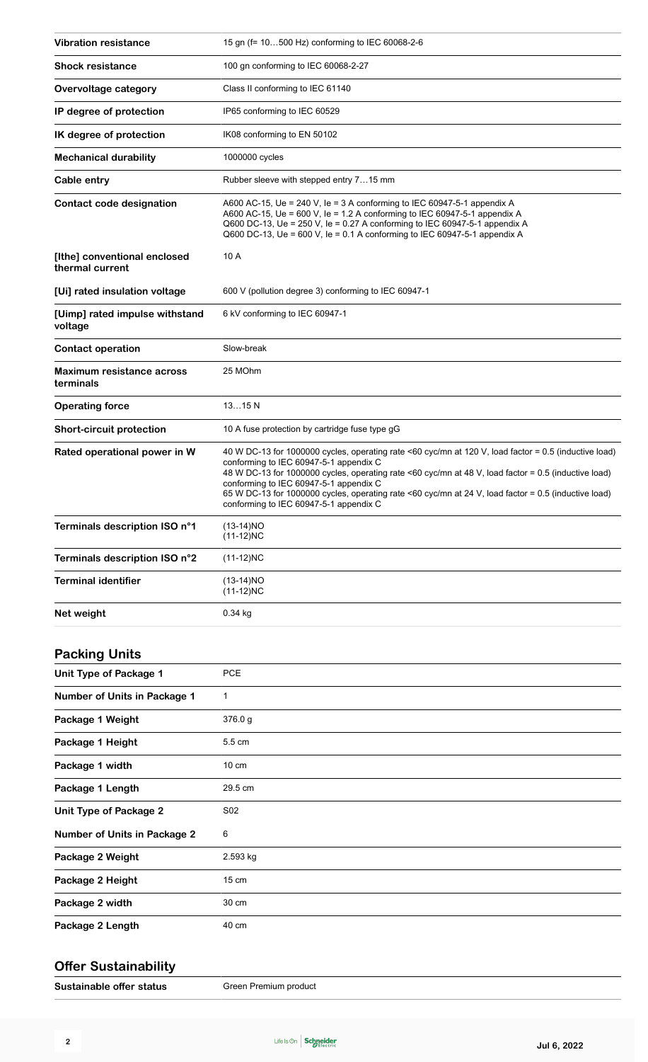| | |
|---|---|
| **Vibration resistance** | 15 gn (f= 10…500 Hz) conforming to IEC 60068-2-6 |
| **Shock resistance** | 100 gn conforming to IEC 60068-2-27 |
| **Overvoltage category** | Class II conforming to IEC 61140 |
| **IP degree of protection** | IP65 conforming to IEC 60529 |
| **IK degree of protection** | IK08 conforming to EN 50102 |
| **Mechanical durability** | 1000000 cycles |
| **Cable entry** | Rubber sleeve with stepped entry 7…15 mm |
| **Contact code designation** | A600 AC-15, Ue = 240 V, Ie = 3 A conforming to IEC 60947-5-1 appendix A<br>A600 AC-15, Ue = 600 V, Ie = 1.2 A conforming to IEC 60947-5-1 appendix A<br>Q600 DC-13, Ue = 250 V, Ie = 0.27 A conforming to IEC 60947-5-1 appendix A<br>Q600 DC-13, Ue = 600 V, Ie = 0.1 A conforming to IEC 60947-5-1 appendix A |
| **[Ithe] conventional enclosed thermal current** | 10 A |
| **[Ui] rated insulation voltage** | 600 V (pollution degree 3) conforming to IEC 60947-1 |
| **[Uimp] rated impulse withstand voltage** | 6 kV conforming to IEC 60947-1 |
| **Contact operation** | Slow-break |
| **Maximum resistance across terminals** | 25 MOhm |
| **Operating force** | 13…15 N |
| **Short-circuit protection** | 10 A fuse protection by cartridge fuse type gG |
| **Rated operational power in W** | 40 W DC-13 for 1000000 cycles, operating rate <60 cyc/mn at 120 V, load factor = 0.5 (inductive load) conforming to IEC 60947-5-1 appendix C<br>48 W DC-13 for 1000000 cycles, operating rate <60 cyc/mn at 48 V, load factor = 0.5 (inductive load) conforming to IEC 60947-5-1 appendix C<br>65 W DC-13 for 1000000 cycles, operating rate <60 cyc/mn at 24 V, load factor = 0.5 (inductive load) conforming to IEC 60947-5-1 appendix C |
| **Terminals description ISO n°1** | (13-14)NO<br>(11-12)NC |
| **Terminals description ISO n°2** | (11-12)NC |
| **Terminal identifier** | (13-14)NO<br>(11-12)NC |
| **Net weight** | 0.34 kg |

## Packing Units

| | |
|---|---|
| **Unit Type of Package 1** | PCE |
| **Number of Units in Package 1** | 1 |
| **Package 1 Weight** | 376.0 g |
| **Package 1 Height** | 5.5 cm |
| **Package 1 width** | 10 cm |
| **Package 1 Length** | 29.5 cm |
| **Unit Type of Package 2** | S02 |
| **Number of Units in Package 2** | 6 |
| **Package 2 Weight** | 2.593 kg |
| **Package 2 Height** | 15 cm |
| **Package 2 width** | 30 cm |
| **Package 2 Length** | 40 cm |

## Offer Sustainability

| | |
|---|---|
| **Sustainable offer status** | Green Premium product |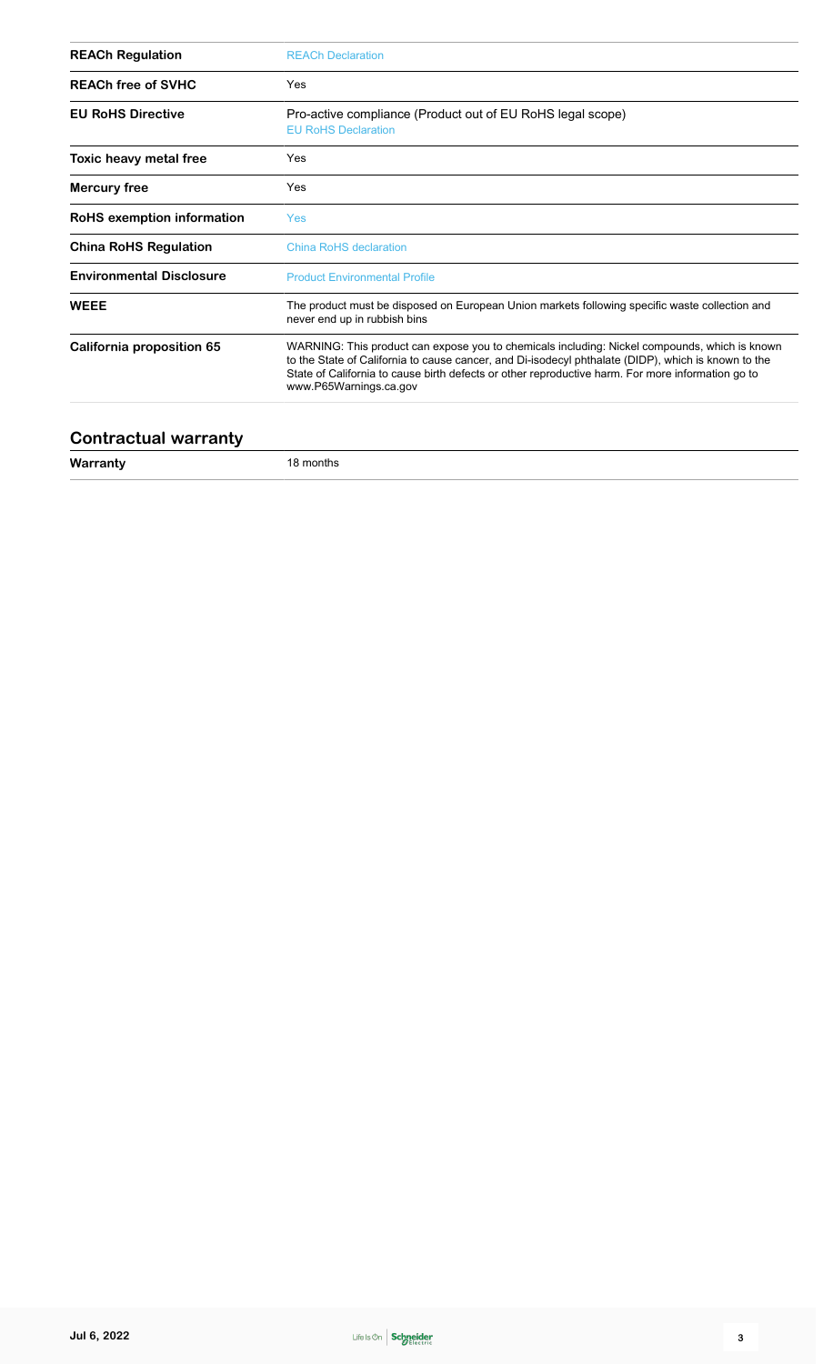| | |
|---|---|
| **REACh Regulation** | REACh Declaration |
| **REACh free of SVHC** | Yes |
| **EU RoHS Directive** | Pro-active compliance (Product out of EU RoHS legal scope)<br>EU RoHS Declaration |
| **Toxic heavy metal free** | Yes |
| **Mercury free** | Yes |
| **RoHS exemption information** | Yes |
| **China RoHS Regulation** | China RoHS declaration |
| **Environmental Disclosure** | Product Environmental Profile |
| **WEEE** | The product must be disposed on European Union markets following specific waste collection and never end up in rubbish bins |
| **California proposition 65** | WARNING: This product can expose you to chemicals including: Nickel compounds, which is known to the State of California to cause cancer, and Di-isodecyl phthalate (DIDP), which is known to the State of California to cause birth defects or other reproductive harm. For more information go to www.P65Warnings.ca.gov |

## Contractual warranty

| | |
|---|---|
| **Warranty** | 18 months |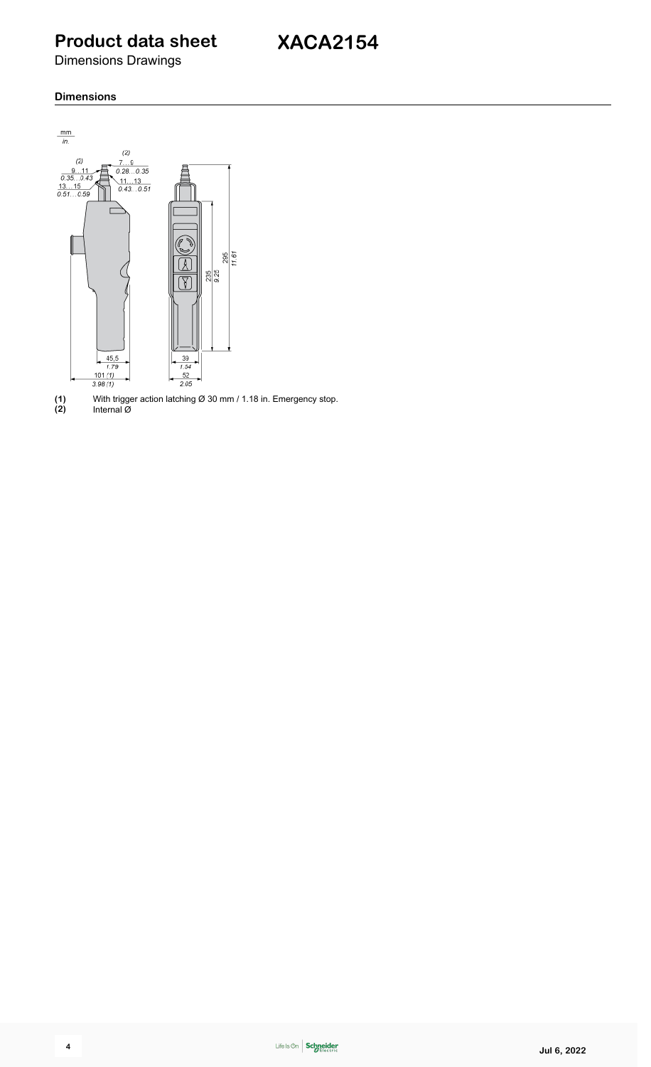# Product data sheet

Dimensions Drawings

## XACA2154

### Dimensions

**(1)** With trigger action latching Ø 30 mm / 1.18 in. Emergency stop.

**(2)** Internal Ø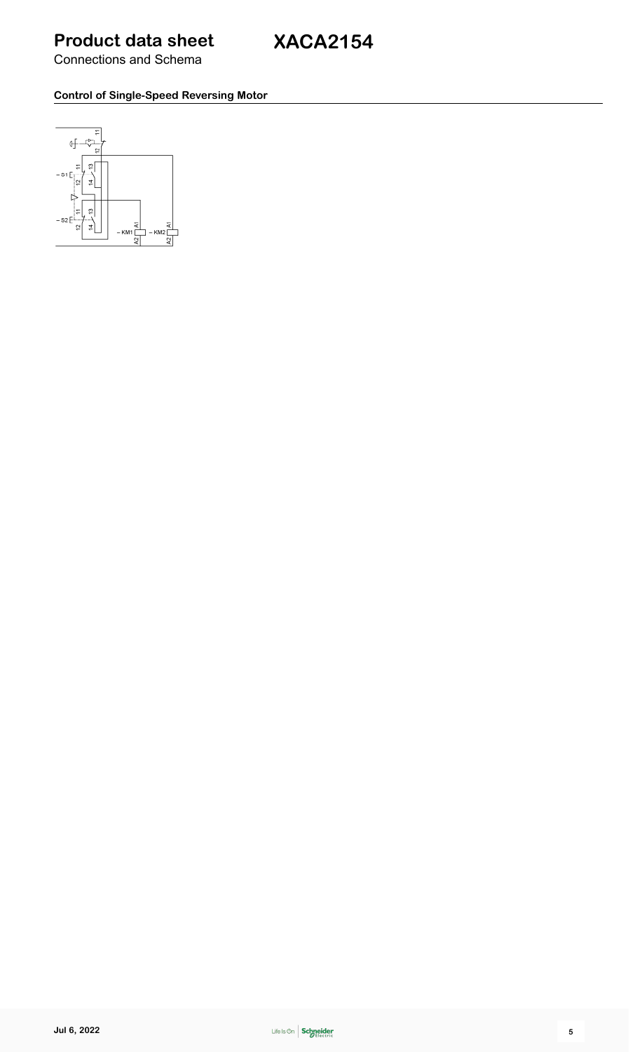# Product data sheet

Connections and Schema

# XACA2154

### Control of Single-Speed Reversing Motor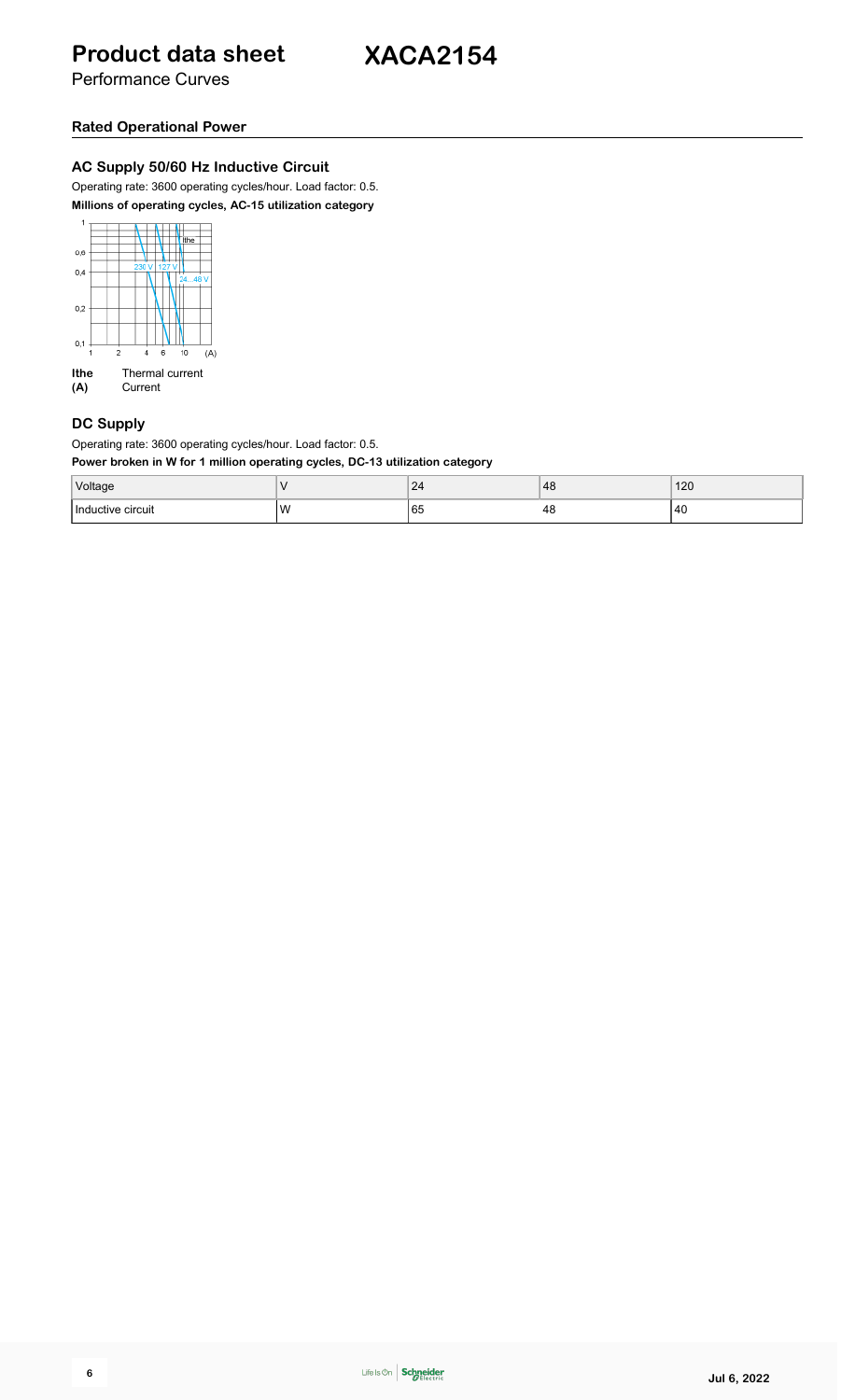# Product data sheet XACA2154

Performance Curves

## Rated Operational Power

### AC Supply 50/60 Hz Inductive Circuit

Operating rate: 3600 operating cycles/hour. Load factor: 0.5.

**Millions of operating cycles, AC-15 utilization category**

1
0,6
0,4
0,2
0,1
1
2
4
6
10
(A)
230 V
127 V
24...48 V
Ithe

**Ithe** Thermal current
**(A)** Current

### DC Supply

Operating rate: 3600 operating cycles/hour. Load factor: 0.5.

**Power broken in W for 1 million operating cycles, DC-13 utilization category**

| Voltage | V | 24 | 48 | 120 |
| --- | --- | --- | --- | --- |
| Inductive circuit | W | 65 | 48 | 40 |